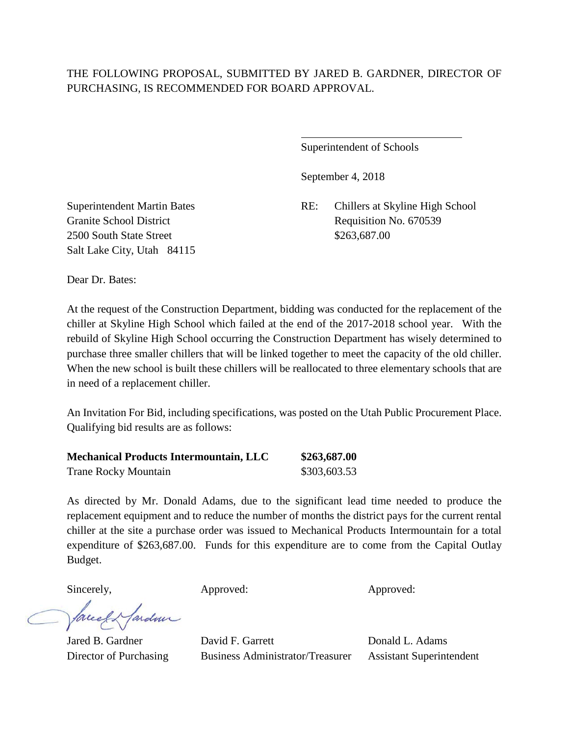THE FOLLOWING PROPOSAL, SUBMITTED BY JARED B. GARDNER, DIRECTOR OF PURCHASING, IS RECOMMENDED FOR BOARD APPROVAL.

\_\_\_\_\_\_\_\_\_\_\_\_\_\_\_\_\_\_\_\_\_\_\_\_\_\_\_\_\_\_

Superintendent of Schools

September 4, 2018

Superintendent Martin Bates
Granite School District
2500 South State Street
Salt Lake City, Utah 84115

RE: Chillers at Skyline High School
Requisition No. 670539
$263,687.00

Dear Dr. Bates:

At the request of the Construction Department, bidding was conducted for the replacement of the chiller at Skyline High School which failed at the end of the 2017-2018 school year. With the rebuild of Skyline High School occurring the Construction Department has wisely determined to purchase three smaller chillers that will be linked together to meet the capacity of the old chiller. When the new school is built these chillers will be reallocated to three elementary schools that are in need of a replacement chiller.

An Invitation For Bid, including specifications, was posted on the Utah Public Procurement Place. Qualifying bid results are as follows:

| | |
|---|---|
| **Mechanical Products Intermountain, LLC** | **$263,687.00** |
| Trane Rocky Mountain | $303,603.53 |

As directed by Mr. Donald Adams, due to the significant lead time needed to produce the replacement equipment and to reduce the number of months the district pays for the current rental chiller at the site a purchase order was issued to Mechanical Products Intermountain for a total expenditure of $263,687.00. Funds for this expenditure are to come from the Capital Outlay Budget.

| Sincerely, | Approved: | Approved: |
|---|---|---|
| Jared B. Gardner | David F. Garrett | Donald L. Adams |
| Director of Purchasing | Business Administrator/Treasurer | Assistant Superintendent |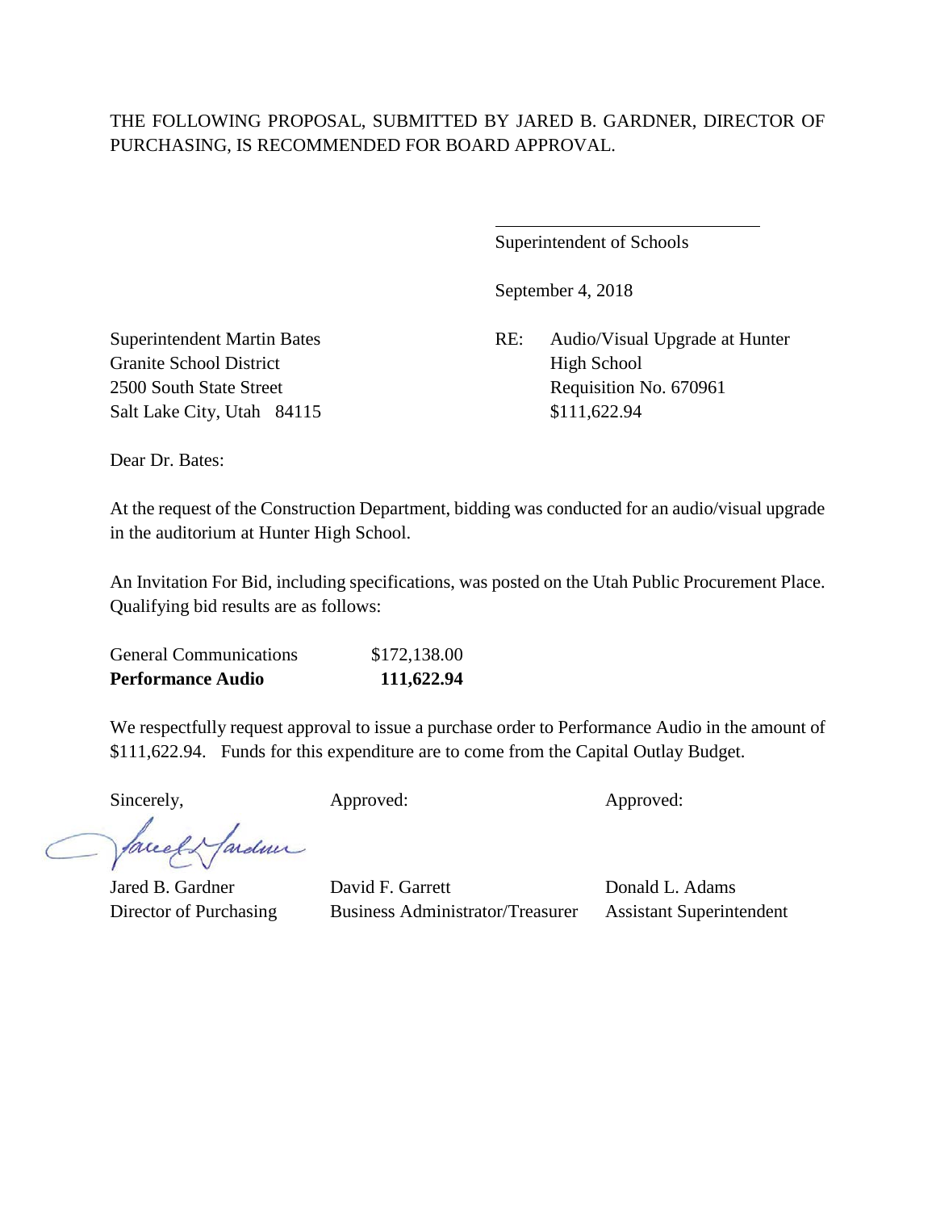THE FOLLOWING PROPOSAL, SUBMITTED BY JARED B. GARDNER, DIRECTOR OF PURCHASING, IS RECOMMENDED FOR BOARD APPROVAL.

\_\_\_\_\_\_\_\_\_\_\_\_\_\_\_\_\_\_\_\_\_\_\_\_\_\_\_\_\_\_

Superintendent of Schools

September 4, 2018

Superintendent Martin Bates
Granite School District
2500 South State Street
Salt Lake City, Utah 84115

RE: Audio/Visual Upgrade at Hunter High School
Requisition No. 670961
$111,622.94

Dear Dr. Bates:

At the request of the Construction Department, bidding was conducted for an audio/visual upgrade in the auditorium at Hunter High School.

An Invitation For Bid, including specifications, was posted on the Utah Public Procurement Place. Qualifying bid results are as follows:

| | |
|---|---|
| General Communications | $172,138.00 |
| **Performance Audio** | **111,622.94** |

We respectfully request approval to issue a purchase order to Performance Audio in the amount of $111,622.94. Funds for this expenditure are to come from the Capital Outlay Budget.

| Sincerely, | Approved: | Approved: |
|---|---|---|
| Jared B. Gardner | David F. Garrett | Donald L. Adams |
| Director of Purchasing | Business Administrator/Treasurer | Assistant Superintendent |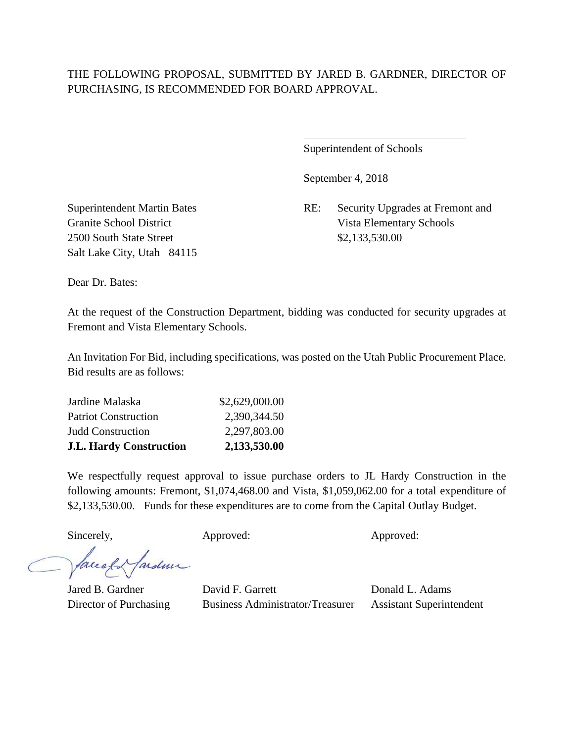THE FOLLOWING PROPOSAL, SUBMITTED BY JARED B. GARDNER, DIRECTOR OF PURCHASING, IS RECOMMENDED FOR BOARD APPROVAL.

\_\_\_\_\_\_\_\_\_\_\_\_\_\_\_\_\_\_\_\_\_\_\_\_\_\_\_\_\_\_

Superintendent of Schools

September 4, 2018

Superintendent Martin Bates
Granite School District
2500 South State Street
Salt Lake City, Utah 84115

RE: Security Upgrades at Fremont and Vista Elementary Schools
$2,133,530.00

Dear Dr. Bates:

At the request of the Construction Department, bidding was conducted for security upgrades at Fremont and Vista Elementary Schools.

An Invitation For Bid, including specifications, was posted on the Utah Public Procurement Place. Bid results are as follows:

| | |
|---|---:|
| Jardine Malaska | $2,629,000.00 |
| Patriot Construction | 2,390,344.50 |
| Judd Construction | 2,297,803.00 |
| **J.L. Hardy Construction** | **2,133,530.00** |

We respectfully request approval to issue purchase orders to JL Hardy Construction in the following amounts: Fremont, $1,074,468.00 and Vista, $1,059,062.00 for a total expenditure of $2,133,530.00. Funds for these expenditures are to come from the Capital Outlay Budget.

Sincerely,

Jared B. Gardner
Director of Purchasing

Approved:

David F. Garrett
Business Administrator/Treasurer

Approved:

Donald L. Adams
Assistant Superintendent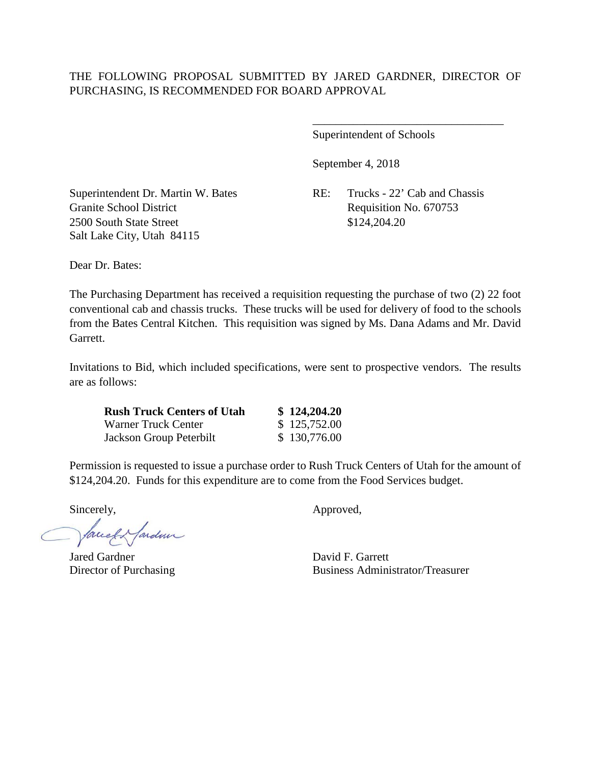THE FOLLOWING PROPOSAL SUBMITTED BY JARED GARDNER, DIRECTOR OF PURCHASING, IS RECOMMENDED FOR BOARD APPROVAL

\_\_\_\_\_\_\_\_\_\_\_\_\_\_\_\_\_\_\_\_\_\_\_\_\_\_\_\_\_\_\_\_\_\_

Superintendent of Schools

September 4, 2018

Superintendent Dr. Martin W. Bates
Granite School District
2500 South State Street
Salt Lake City, Utah 84115

RE: Trucks - 22' Cab and Chassis
Requisition No. 670753
$124,204.20

Dear Dr. Bates:

The Purchasing Department has received a requisition requesting the purchase of two (2) 22 foot conventional cab and chassis trucks. These trucks will be used for delivery of food to the schools from the Bates Central Kitchen. This requisition was signed by Ms. Dana Adams and Mr. David Garrett.

Invitations to Bid, which included specifications, were sent to prospective vendors. The results are as follows:

| | |
|---|---|
| **Rush Truck Centers of Utah** | **$ 124,204.20** |
| Warner Truck Center | $ 125,752.00 |
| Jackson Group Peterbilt | $ 130,776.00 |

Permission is requested to issue a purchase order to Rush Truck Centers of Utah for the amount of $124,204.20. Funds for this expenditure are to come from the Food Services budget.

Sincerely,

Jared Gardner
Director of Purchasing

Approved,

David F. Garrett
Business Administrator/Treasurer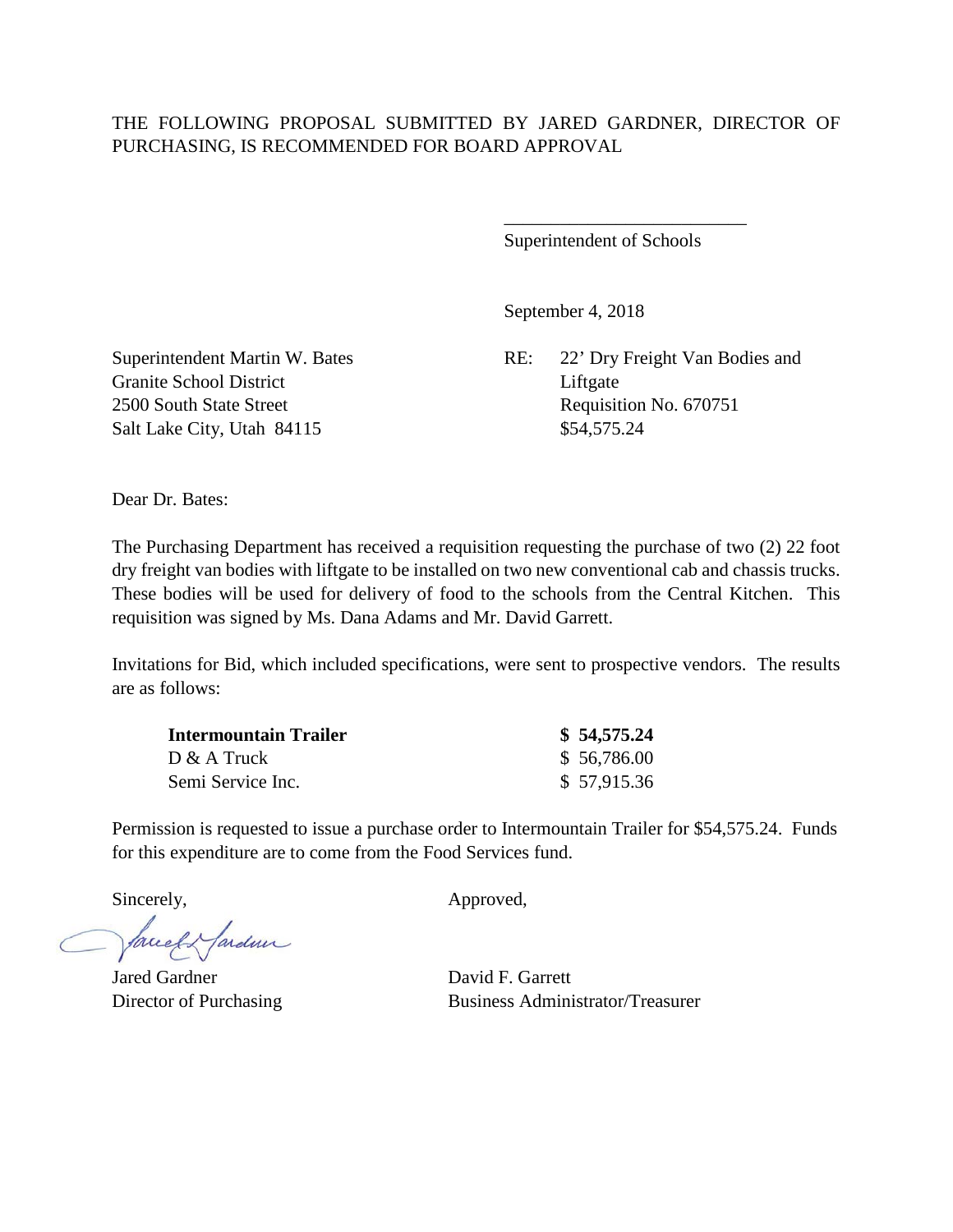THE FOLLOWING PROPOSAL SUBMITTED BY JARED GARDNER, DIRECTOR OF PURCHASING, IS RECOMMENDED FOR BOARD APPROVAL

\_\_\_\_\_\_\_\_\_\_\_\_\_\_\_\_\_\_\_\_\_\_\_\_\_\_
Superintendent of Schools

September 4, 2018

Superintendent Martin W. Bates
Granite School District
2500 South State Street
Salt Lake City, Utah 84115

RE: 22' Dry Freight Van Bodies and Liftgate
Requisition No. 670751
$54,575.24

Dear Dr. Bates:

The Purchasing Department has received a requisition requesting the purchase of two (2) 22 foot dry freight van bodies with liftgate to be installed on two new conventional cab and chassis trucks. These bodies will be used for delivery of food to the schools from the Central Kitchen. This requisition was signed by Ms. Dana Adams and Mr. David Garrett.

Invitations for Bid, which included specifications, were sent to prospective vendors. The results are as follows:

| Vendor | Amount |
|---|---|
| **Intermountain Trailer** | **$ 54,575.24** |
| D & A Truck | $ 56,786.00 |
| Semi Service Inc. | $ 57,915.36 |

Permission is requested to issue a purchase order to Intermountain Trailer for $54,575.24. Funds for this expenditure are to come from the Food Services fund.

Sincerely,

Jared Gardner
Director of Purchasing

Approved,

David F. Garrett
Business Administrator/Treasurer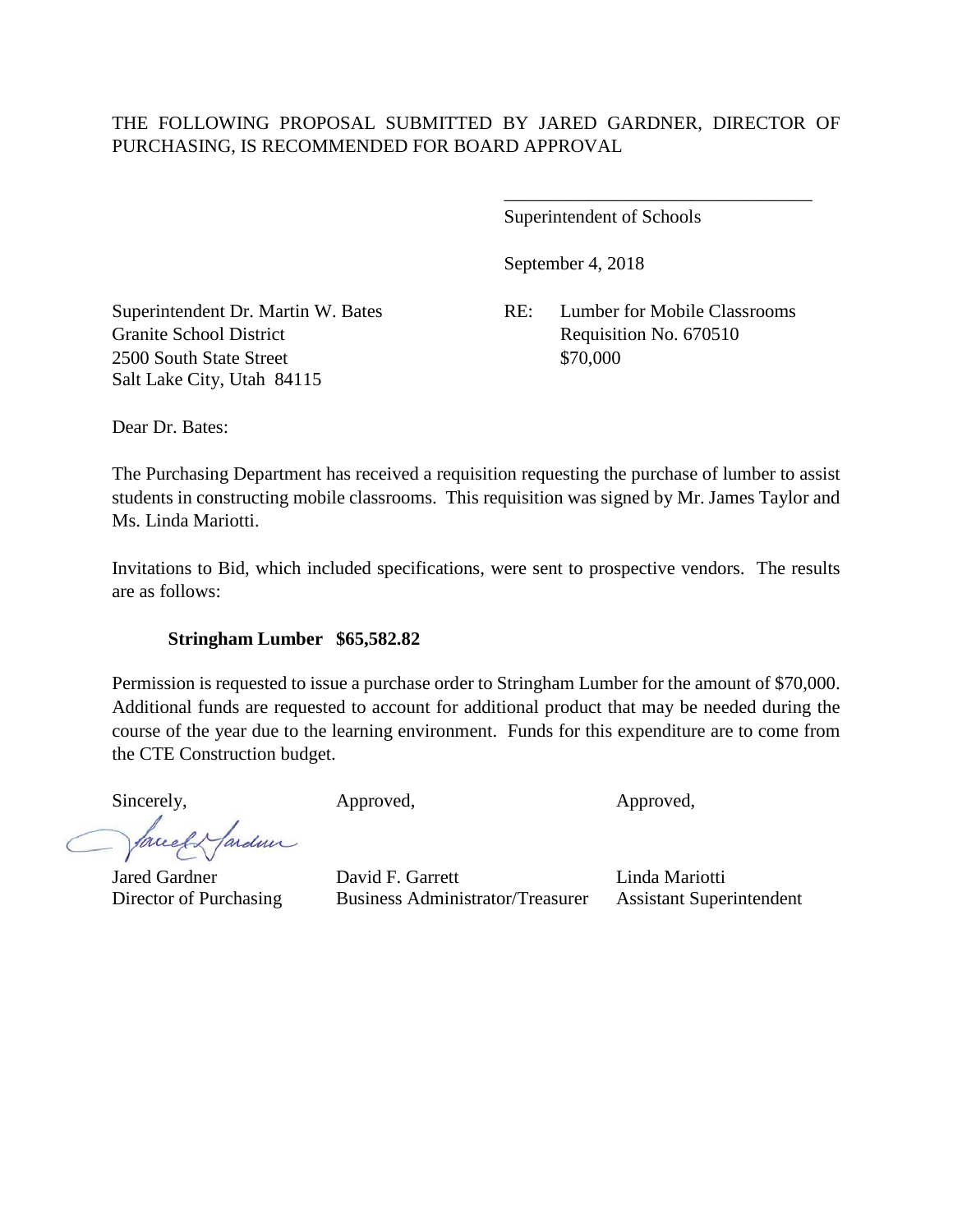THE FOLLOWING PROPOSAL SUBMITTED BY JARED GARDNER, DIRECTOR OF PURCHASING, IS RECOMMENDED FOR BOARD APPROVAL

\_\_\_\_\_\_\_\_\_\_\_\_\_\_\_\_\_\_\_\_\_\_\_\_\_\_\_\_\_\_\_\_\_\_

Superintendent of Schools

September 4, 2018

Superintendent Dr. Martin W. Bates  
Granite School District  
2500 South State Street  
Salt Lake City, Utah 84115

RE: Lumber for Mobile Classrooms  
Requisition No. 670510  
$70,000

Dear Dr. Bates:

The Purchasing Department has received a requisition requesting the purchase of lumber to assist students in constructing mobile classrooms. This requisition was signed by Mr. James Taylor and Ms. Linda Mariotti.

Invitations to Bid, which included specifications, were sent to prospective vendors. The results are as follows:

**Stringham Lumber $65,582.82**

Permission is requested to issue a purchase order to Stringham Lumber for the amount of $70,000. Additional funds are requested to account for additional product that may be needed during the course of the year due to the learning environment. Funds for this expenditure are to come from the CTE Construction budget.

| Sincerely, | Approved, | Approved, |
|---|---|---|
| Jared Gardner | David F. Garrett | Linda Mariotti |
| Director of Purchasing | Business Administrator/Treasurer | Assistant Superintendent |